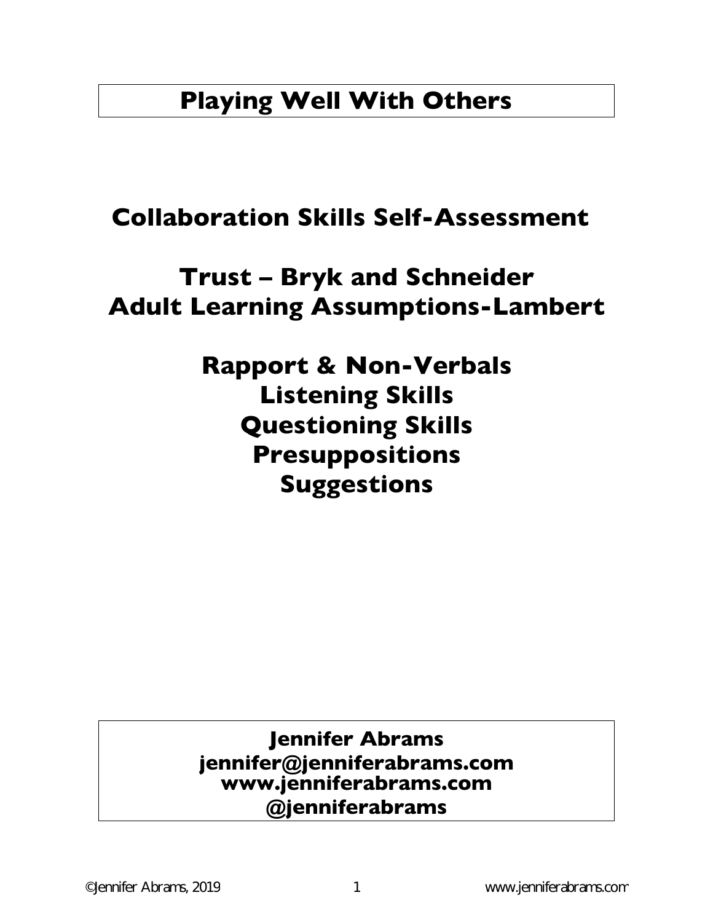# Playing Well With Others

## Collaboration Skills Self-Assessment

## Trust – Bryk and Schneider
## Adult Learning Assumptions-Lambert

## Rapport & Non-Verbals
## Listening Skills
## Questioning Skills
## Presuppositions
## Suggestions

**Jennifer Abrams**
**jennifer@jenniferabrams.com**
**www.jenniferabrams.com**
**@jenniferabrams**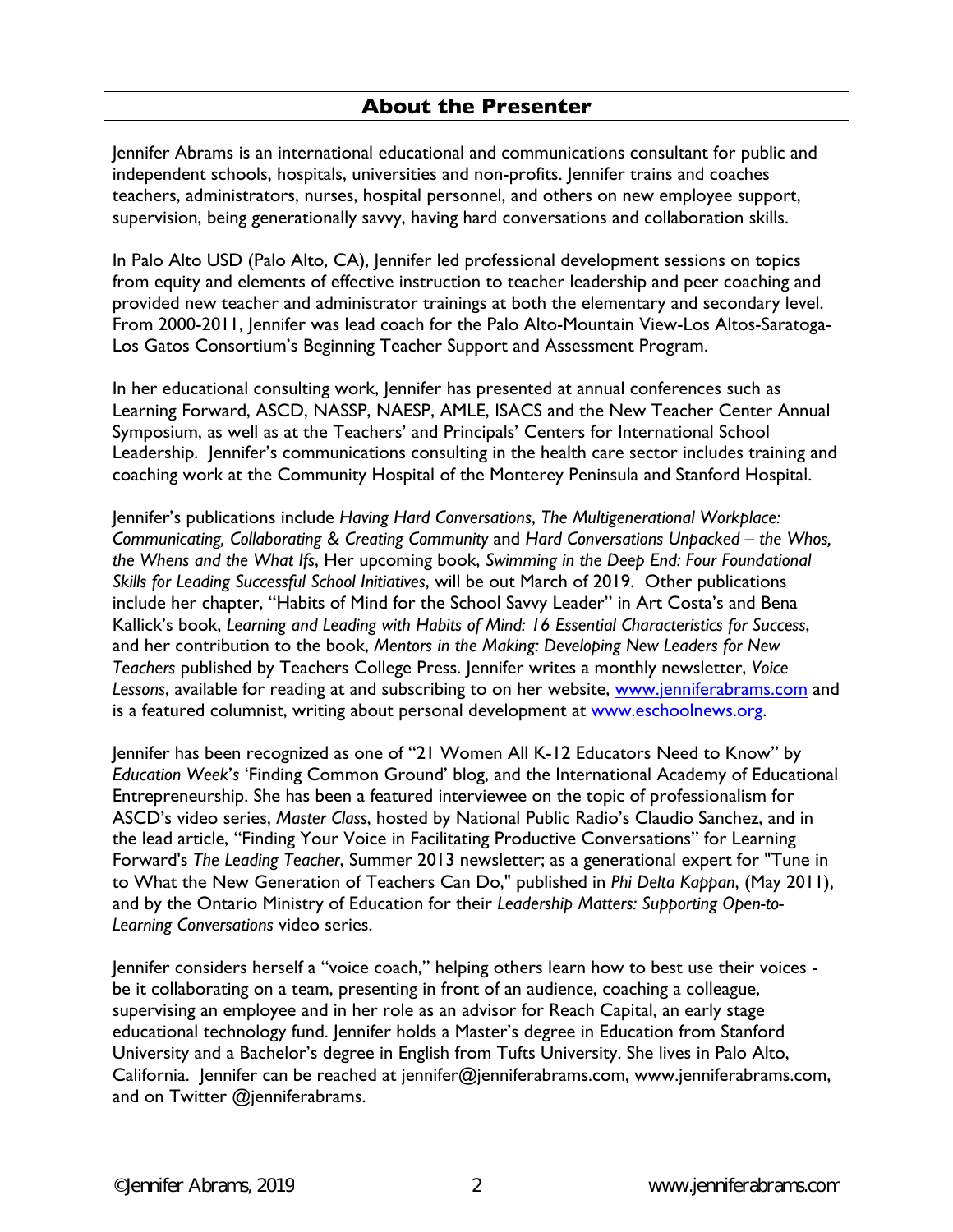## About the Presenter

Jennifer Abrams is an international educational and communications consultant for public and independent schools, hospitals, universities and non-profits. Jennifer trains and coaches teachers, administrators, nurses, hospital personnel, and others on new employee support, supervision, being generationally savvy, having hard conversations and collaboration skills.

In Palo Alto USD (Palo Alto, CA), Jennifer led professional development sessions on topics from equity and elements of effective instruction to teacher leadership and peer coaching and provided new teacher and administrator trainings at both the elementary and secondary level. From 2000-2011, Jennifer was lead coach for the Palo Alto-Mountain View-Los Altos-Saratoga-Los Gatos Consortium's Beginning Teacher Support and Assessment Program.

In her educational consulting work, Jennifer has presented at annual conferences such as Learning Forward, ASCD, NASSP, NAESP, AMLE, ISACS and the New Teacher Center Annual Symposium, as well as at the Teachers' and Principals' Centers for International School Leadership. Jennifer's communications consulting in the health care sector includes training and coaching work at the Community Hospital of the Monterey Peninsula and Stanford Hospital.

Jennifer's publications include *Having Hard Conversations*, *The Multigenerational Workplace: Communicating, Collaborating & Creating Community* and *Hard Conversations Unpacked – the Whos, the Whens and the What Ifs*, Her upcoming book, *Swimming in the Deep End: Four Foundational Skills for Leading Successful School Initiatives*, will be out March of 2019. Other publications include her chapter, "Habits of Mind for the School Savvy Leader" in Art Costa's and Bena Kallick's book, *Learning and Leading with Habits of Mind: 16 Essential Characteristics for Success*, and her contribution to the book, *Mentors in the Making: Developing New Leaders for New Teachers* published by Teachers College Press. Jennifer writes a monthly newsletter, *Voice Lessons*, available for reading at and subscribing to on her website, [www.jenniferabrams.com](http://www.jenniferabrams.com) and is a featured columnist, writing about personal development at [www.eschoolnews.org](http://www.eschoolnews.org).

Jennifer has been recognized as one of "21 Women All K-12 Educators Need to Know" by *Education Week's* 'Finding Common Ground' blog, and the International Academy of Educational Entrepreneurship. She has been a featured interviewee on the topic of professionalism for ASCD's video series, *Master Class*, hosted by National Public Radio's Claudio Sanchez, and in the lead article, "Finding Your Voice in Facilitating Productive Conversations" for Learning Forward's *The Leading Teacher*, Summer 2013 newsletter; as a generational expert for "Tune in to What the New Generation of Teachers Can Do," published in *Phi Delta Kappan*, (May 2011), and by the Ontario Ministry of Education for their *Leadership Matters: Supporting Open-to-Learning Conversations* video series.

Jennifer considers herself a "voice coach," helping others learn how to best use their voices - be it collaborating on a team, presenting in front of an audience, coaching a colleague, supervising an employee and in her role as an advisor for Reach Capital, an early stage educational technology fund. Jennifer holds a Master's degree in Education from Stanford University and a Bachelor's degree in English from Tufts University. She lives in Palo Alto, California. Jennifer can be reached at jennifer@jenniferabrams.com, www.jenniferabrams.com, and on Twitter @jenniferabrams.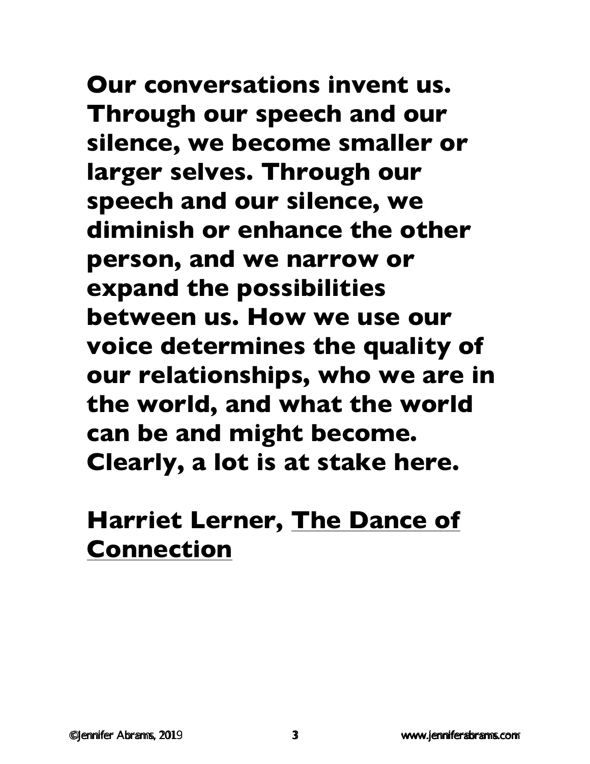**Our conversations invent us. Through our speech and our silence, we become smaller or larger selves. Through our speech and our silence, we diminish or enhance the other person, and we narrow or expand the possibilities between us. How we use our voice determines the quality of our relationships, who we are in the world, and what the world can be and might become. Clearly, a lot is at stake here.**

**Harriet Lerner, <u>The Dance of Connection</u>**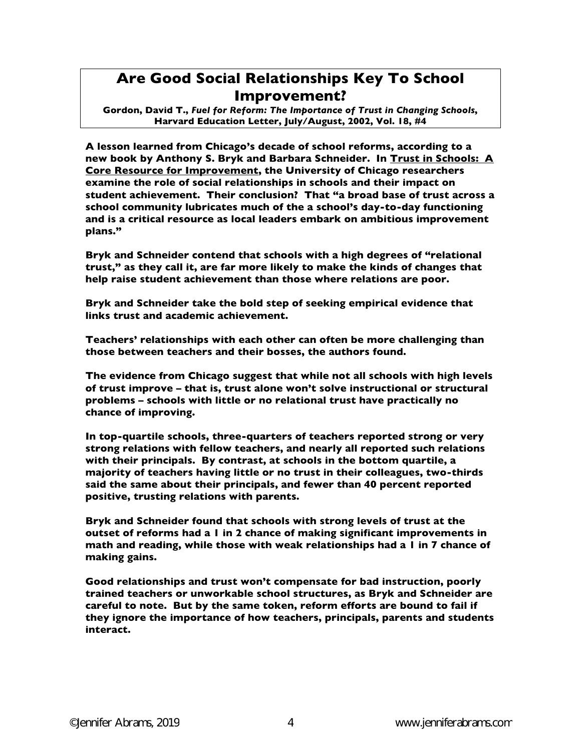# Are Good Social Relationships Key To School Improvement?

**Gordon, David T., *Fuel for Reform: The Importance of Trust in Changing Schools*, Harvard Education Letter, July/August, 2002, Vol. 18, #4**

**A lesson learned from Chicago's decade of school reforms, according to a new book by Anthony S. Bryk and Barbara Schneider. In <u>Trust in Schools: A Core Resource for Improvement</u>, the University of Chicago researchers examine the role of social relationships in schools and their impact on student achievement. Their conclusion? That "a broad base of trust across a school community lubricates much of the a school's day-to-day functioning and is a critical resource as local leaders embark on ambitious improvement plans."**

**Bryk and Schneider contend that schools with a high degrees of "relational trust," as they call it, are far more likely to make the kinds of changes that help raise student achievement than those where relations are poor.**

**Bryk and Schneider take the bold step of seeking empirical evidence that links trust and academic achievement.**

**Teachers' relationships with each other can often be more challenging than those between teachers and their bosses, the authors found.**

**The evidence from Chicago suggest that while not all schools with high levels of trust improve – that is, trust alone won't solve instructional or structural problems – schools with little or no relational trust have practically no chance of improving.**

**In top-quartile schools, three-quarters of teachers reported strong or very strong relations with fellow teachers, and nearly all reported such relations with their principals. By contrast, at schools in the bottom quartile, a majority of teachers having little or no trust in their colleagues, two-thirds said the same about their principals, and fewer than 40 percent reported positive, trusting relations with parents.**

**Bryk and Schneider found that schools with strong levels of trust at the outset of reforms had a 1 in 2 chance of making significant improvements in math and reading, while those with weak relationships had a 1 in 7 chance of making gains.**

**Good relationships and trust won't compensate for bad instruction, poorly trained teachers or unworkable school structures, as Bryk and Schneider are careful to note. But by the same token, reform efforts are bound to fail if they ignore the importance of how teachers, principals, parents and students interact.**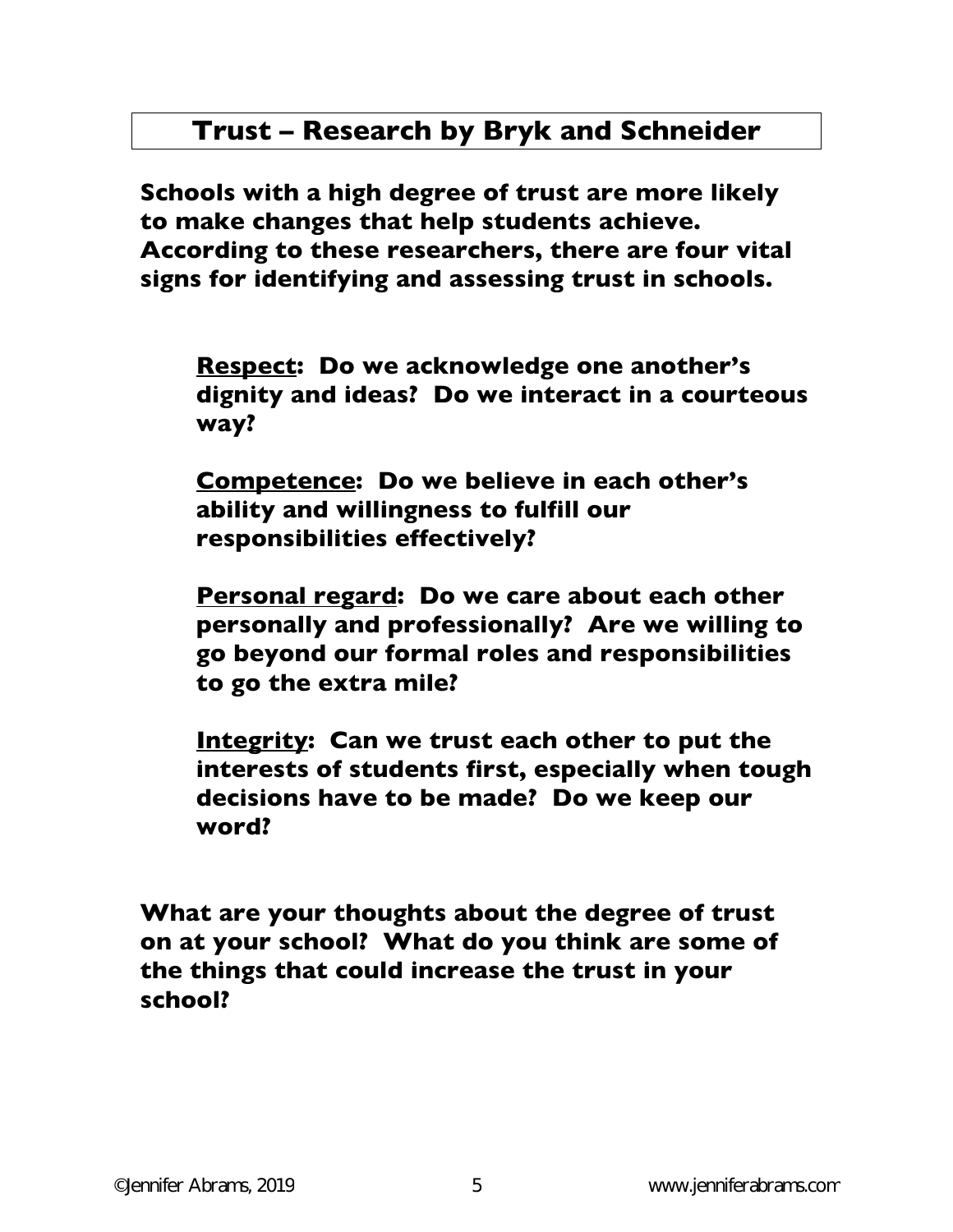## Trust – Research by Bryk and Schneider

**Schools with a high degree of trust are more likely to make changes that help students achieve. According to these researchers, there are four vital signs for identifying and assessing trust in schools.**

**<u>Respect</u>: Do we acknowledge one another's dignity and ideas? Do we interact in a courteous way?**

**<u>Competence</u>: Do we believe in each other's ability and willingness to fulfill our responsibilities effectively?**

**<u>Personal regard</u>: Do we care about each other personally and professionally? Are we willing to go beyond our formal roles and responsibilities to go the extra mile?**

**<u>Integrity</u>: Can we trust each other to put the interests of students first, especially when tough decisions have to be made? Do we keep our word?**

**What are your thoughts about the degree of trust on at your school? What do you think are some of the things that could increase the trust in your school?**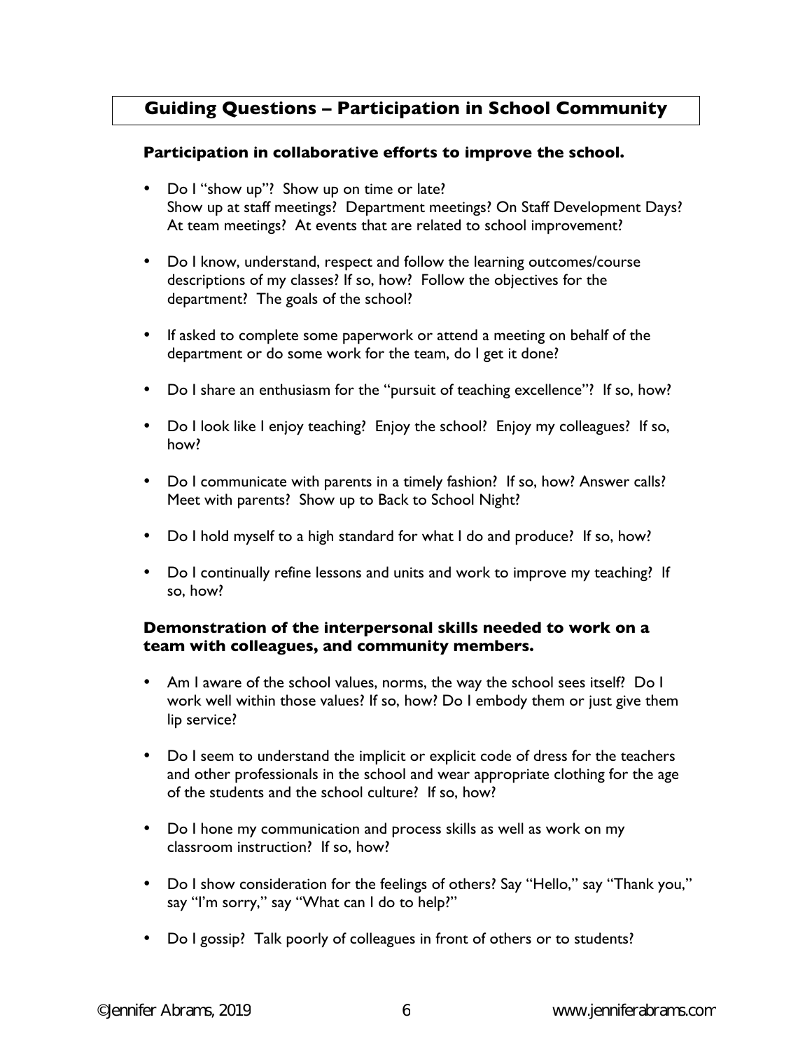## Guiding Questions – Participation in School Community

### Participation in collaborative efforts to improve the school.

- Do I "show up"? Show up on time or late? Show up at staff meetings? Department meetings? On Staff Development Days? At team meetings? At events that are related to school improvement?
- Do I know, understand, respect and follow the learning outcomes/course descriptions of my classes? If so, how? Follow the objectives for the department? The goals of the school?
- If asked to complete some paperwork or attend a meeting on behalf of the department or do some work for the team, do I get it done?
- Do I share an enthusiasm for the "pursuit of teaching excellence"? If so, how?
- Do I look like I enjoy teaching? Enjoy the school? Enjoy my colleagues? If so, how?
- Do I communicate with parents in a timely fashion? If so, how? Answer calls? Meet with parents? Show up to Back to School Night?
- Do I hold myself to a high standard for what I do and produce? If so, how?
- Do I continually refine lessons and units and work to improve my teaching? If so, how?

### Demonstration of the interpersonal skills needed to work on a team with colleagues, and community members.

- Am I aware of the school values, norms, the way the school sees itself? Do I work well within those values? If so, how? Do I embody them or just give them lip service?
- Do I seem to understand the implicit or explicit code of dress for the teachers and other professionals in the school and wear appropriate clothing for the age of the students and the school culture? If so, how?
- Do I hone my communication and process skills as well as work on my classroom instruction? If so, how?
- Do I show consideration for the feelings of others? Say "Hello," say "Thank you," say "I'm sorry," say "What can I do to help?"
- Do I gossip? Talk poorly of colleagues in front of others or to students?

©Jennifer Abrams, 2019 www.jenniferabrams.com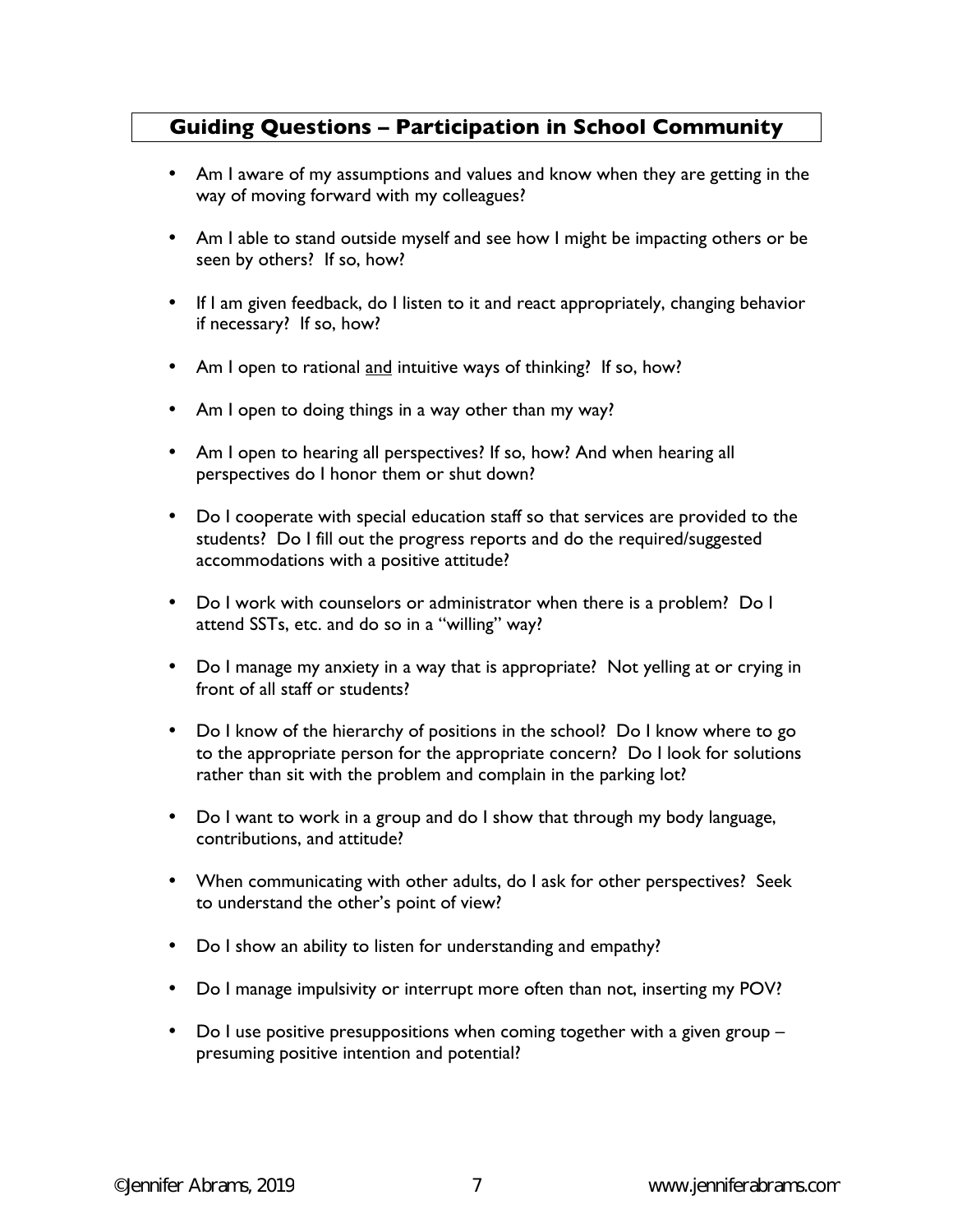## Guiding Questions – Participation in School Community

- Am I aware of my assumptions and values and know when they are getting in the way of moving forward with my colleagues?
- Am I able to stand outside myself and see how I might be impacting others or be seen by others? If so, how?
- If I am given feedback, do I listen to it and react appropriately, changing behavior if necessary? If so, how?
- Am I open to rational <u>and</u> intuitive ways of thinking? If so, how?
- Am I open to doing things in a way other than my way?
- Am I open to hearing all perspectives? If so, how? And when hearing all perspectives do I honor them or shut down?
- Do I cooperate with special education staff so that services are provided to the students? Do I fill out the progress reports and do the required/suggested accommodations with a positive attitude?
- Do I work with counselors or administrator when there is a problem? Do I attend SSTs, etc. and do so in a "willing" way?
- Do I manage my anxiety in a way that is appropriate? Not yelling at or crying in front of all staff or students?
- Do I know of the hierarchy of positions in the school? Do I know where to go to the appropriate person for the appropriate concern? Do I look for solutions rather than sit with the problem and complain in the parking lot?
- Do I want to work in a group and do I show that through my body language, contributions, and attitude?
- When communicating with other adults, do I ask for other perspectives? Seek to understand the other's point of view?
- Do I show an ability to listen for understanding and empathy?
- Do I manage impulsivity or interrupt more often than not, inserting my POV?
- Do I use positive presuppositions when coming together with a given group – presuming positive intention and potential?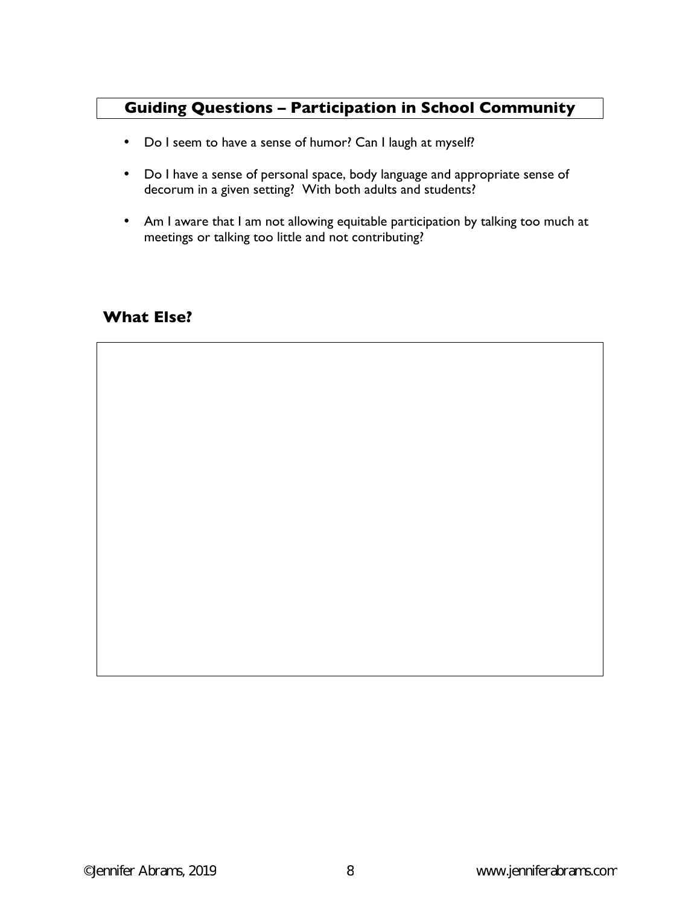## Guiding Questions – Participation in School Community

- Do I seem to have a sense of humor? Can I laugh at myself?
- Do I have a sense of personal space, body language and appropriate sense of decorum in a given setting? With both adults and students?
- Am I aware that I am not allowing equitable participation by talking too much at meetings or talking too little and not contributing?

### What Else?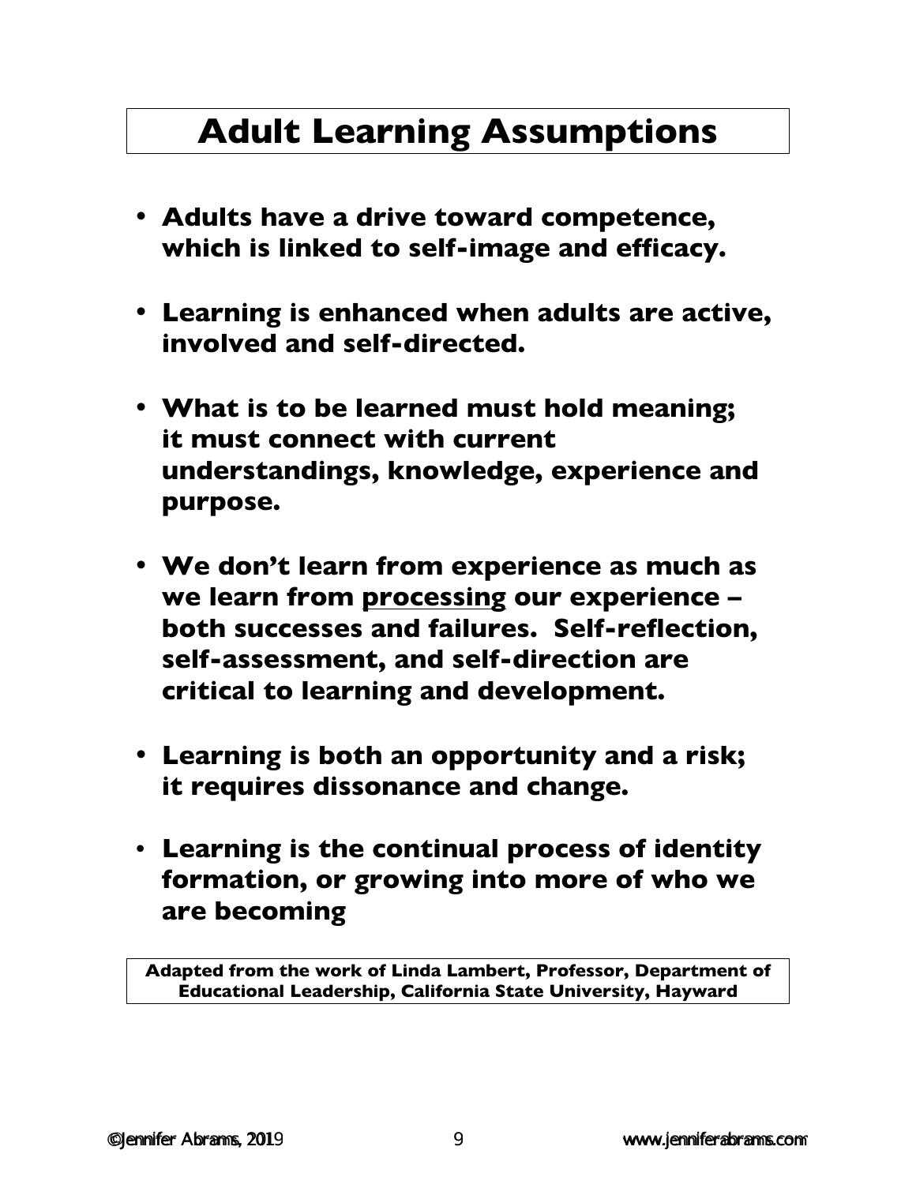# Adult Learning Assumptions

- **Adults have a drive toward competence, which is linked to self-image and efficacy.**
- **Learning is enhanced when adults are active, involved and self-directed.**
- **What is to be learned must hold meaning; it must connect with current understandings, knowledge, experience and purpose.**
- **We don't learn from experience as much as we learn from <u>processing</u> our experience – both successes and failures. Self-reflection, self-assessment, and self-direction are critical to learning and development.**
- **Learning is both an opportunity and a risk; it requires dissonance and change.**
- **Learning is the continual process of identity formation, or growing into more of who we are becoming**

**Adapted from the work of Linda Lambert, Professor, Department of Educational Leadership, California State University, Hayward**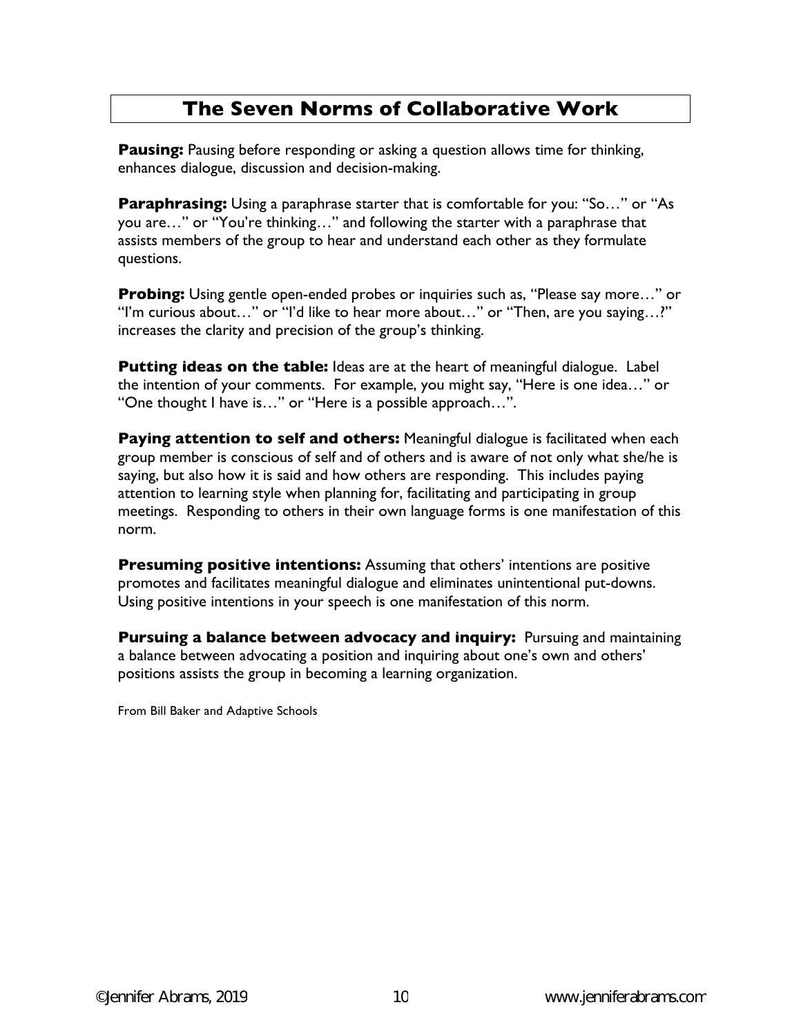# The Seven Norms of Collaborative Work

**Pausing:** Pausing before responding or asking a question allows time for thinking, enhances dialogue, discussion and decision-making.

**Paraphrasing:** Using a paraphrase starter that is comfortable for you: "So…" or "As you are…" or "You're thinking…" and following the starter with a paraphrase that assists members of the group to hear and understand each other as they formulate questions.

**Probing:** Using gentle open-ended probes or inquiries such as, "Please say more…" or "I'm curious about…" or "I'd like to hear more about…" or "Then, are you saying…?" increases the clarity and precision of the group's thinking.

**Putting ideas on the table:** Ideas are at the heart of meaningful dialogue. Label the intention of your comments. For example, you might say, "Here is one idea…" or "One thought I have is…" or "Here is a possible approach…".

**Paying attention to self and others:** Meaningful dialogue is facilitated when each group member is conscious of self and of others and is aware of not only what she/he is saying, but also how it is said and how others are responding. This includes paying attention to learning style when planning for, facilitating and participating in group meetings. Responding to others in their own language forms is one manifestation of this norm.

**Presuming positive intentions:** Assuming that others' intentions are positive promotes and facilitates meaningful dialogue and eliminates unintentional put-downs. Using positive intentions in your speech is one manifestation of this norm.

**Pursuing a balance between advocacy and inquiry:** Pursuing and maintaining a balance between advocating a position and inquiring about one's own and others' positions assists the group in becoming a learning organization.

From Bill Baker and Adaptive Schools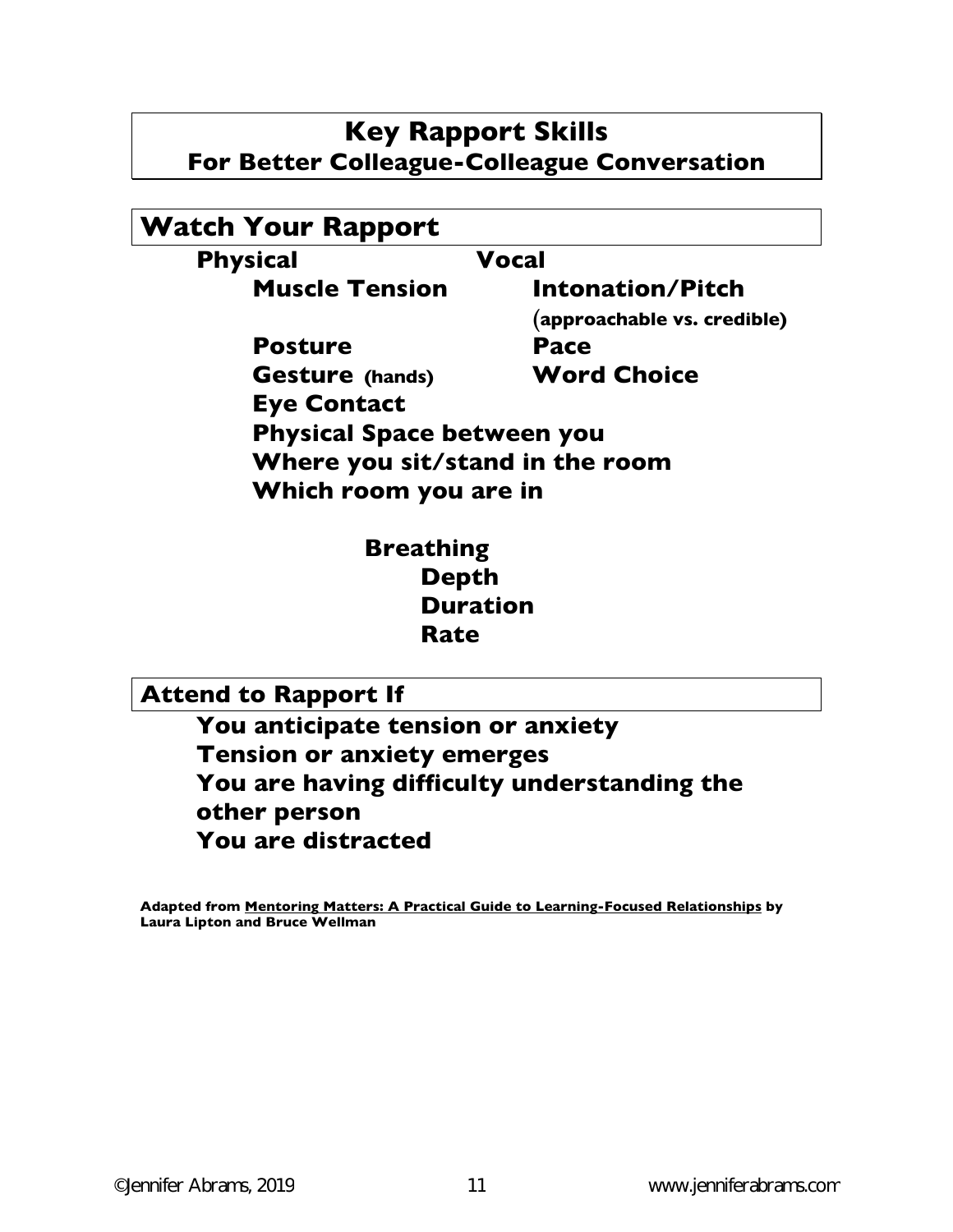# Key Rapport Skills
## For Better Colleague-Colleague Conversation

## Watch Your Rapport

**Physical**

- **Muscle Tension**
- **Posture**
- **Gesture (hands)**
- **Eye Contact**
- **Physical Space between you**
- **Where you sit/stand in the room**
- **Which room you are in**

**Vocal**

- **Intonation/Pitch** (**approachable vs. credible**)
- **Pace**
- **Word Choice**

**Breathing**

- **Depth**
- **Duration**
- **Rate**

## Attend to Rapport If

- **You anticipate tension or anxiety**
- **Tension or anxiety emerges**
- **You are having difficulty understanding the other person**
- **You are distracted**

**Adapted from Mentoring Matters: A Practical Guide to Learning-Focused Relationships by Laura Lipton and Bruce Wellman**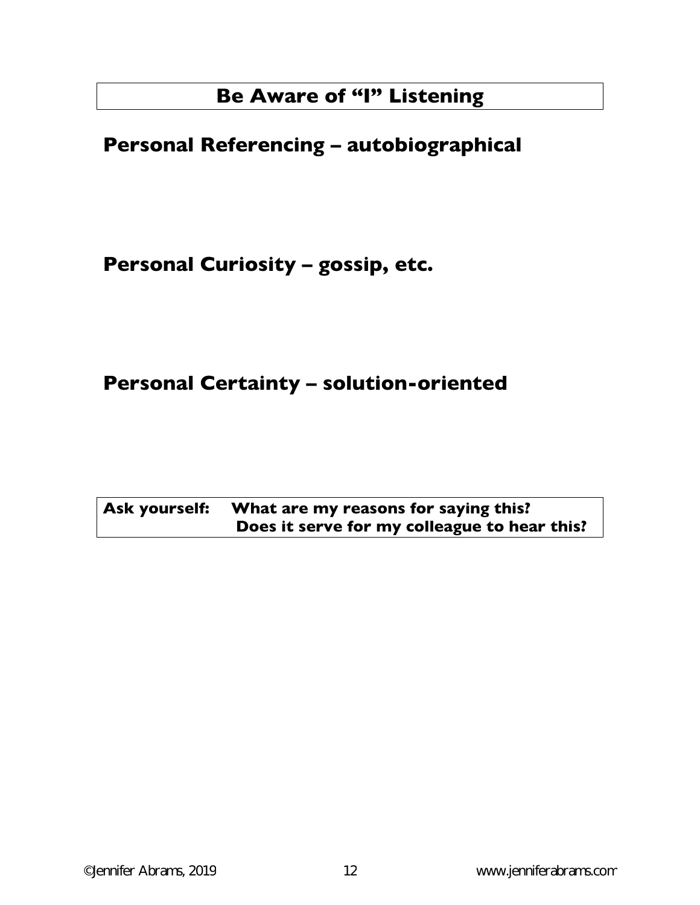# Be Aware of "I" Listening

## Personal Referencing – autobiographical

## Personal Curiosity – gossip, etc.

## Personal Certainty – solution-oriented

**Ask yourself:** **What are my reasons for saying this?**
**Does it serve for my colleague to hear this?**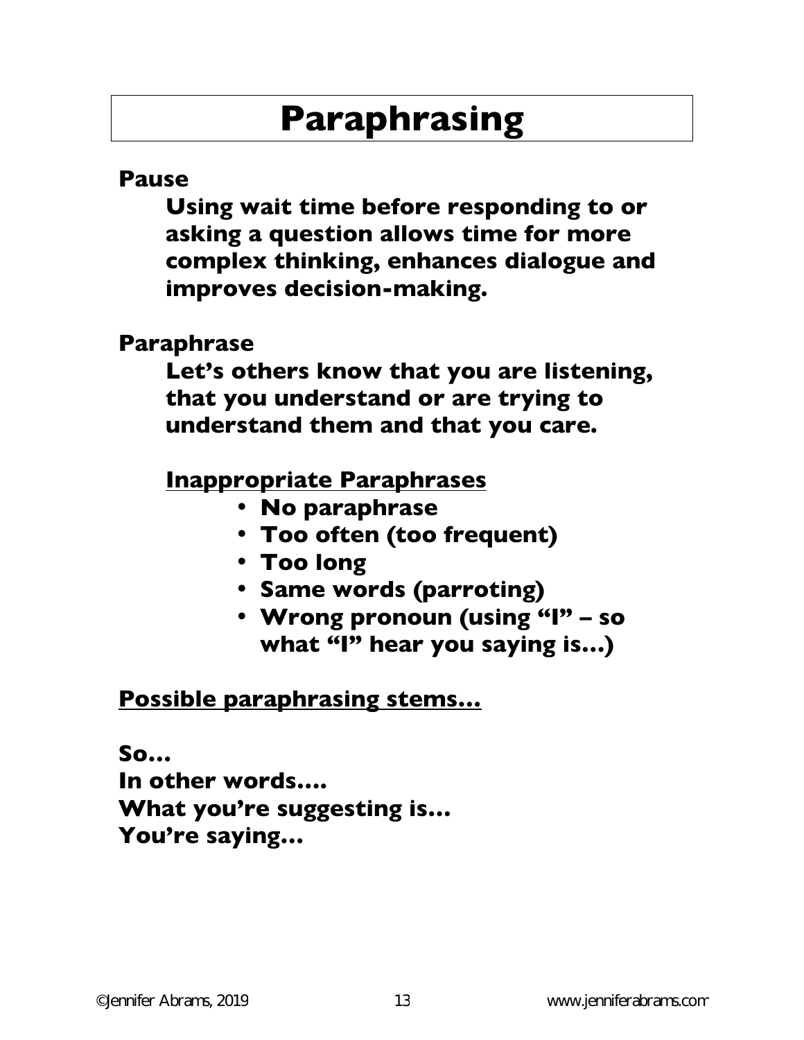# Paraphrasing

**Pause**

**Using wait time before responding to or asking a question allows time for more complex thinking, enhances dialogue and improves decision-making.**

**Paraphrase**

**Let's others know that you are listening, that you understand or are trying to understand them and that you care.**

**Inappropriate Paraphrases**

- **No paraphrase**
- **Too often (too frequent)**
- **Too long**
- **Same words (parroting)**
- **Wrong pronoun (using "I" – so what "I" hear you saying is…)**

**Possible paraphrasing stems…**

**So…**
**In other words….**
**What you're suggesting is…**
**You're saying…**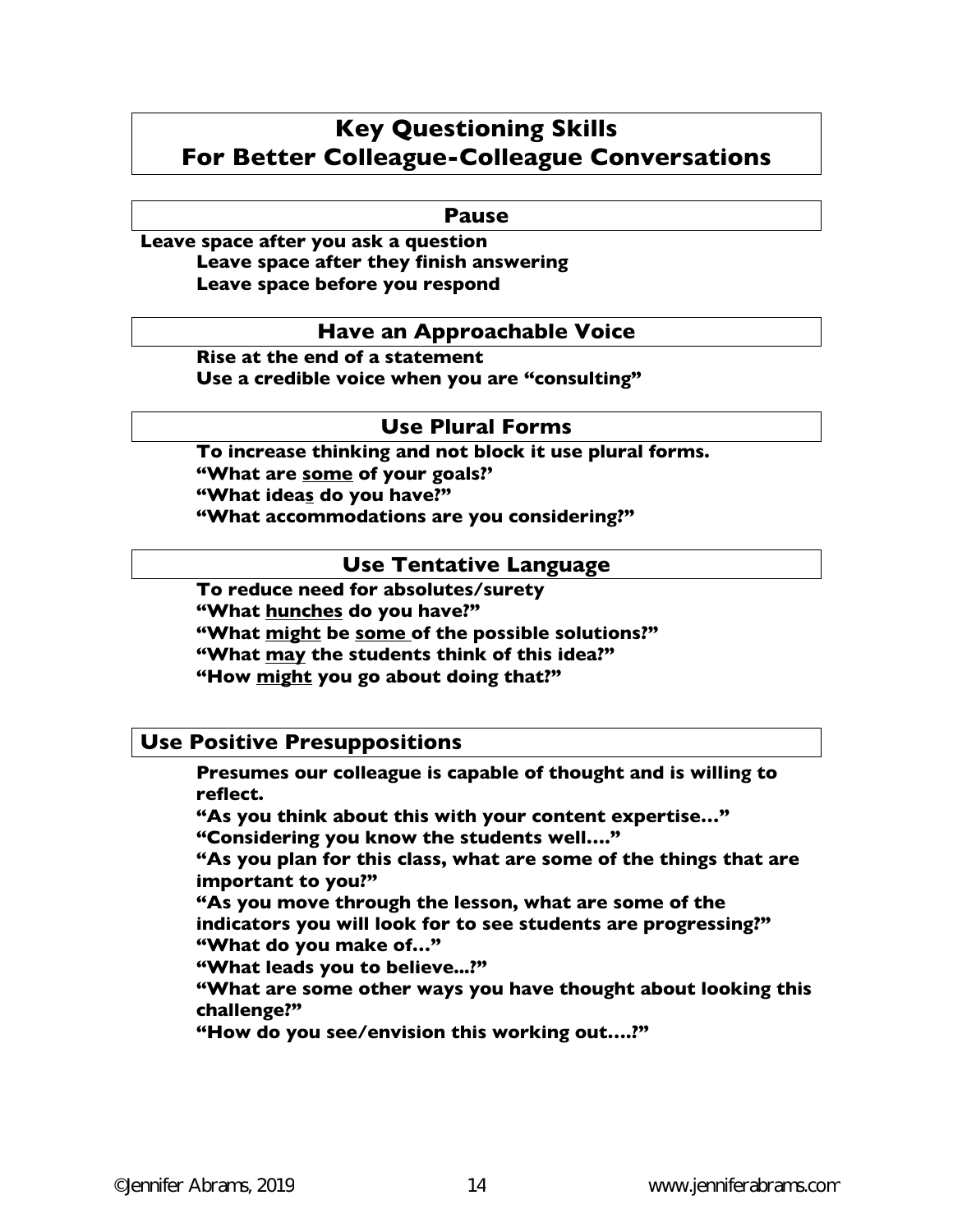# Key Questioning Skills For Better Colleague-Colleague Conversations

## Pause

**Leave space after you ask a question**

**Leave space after they finish answering**

**Leave space before you respond**

## Have an Approachable Voice

**Rise at the end of a statement**

**Use a credible voice when you are "consulting"**

## Use Plural Forms

**To increase thinking and not block it use plural forms.**

**"What are <u>some</u> of your goals?'**

**"What idea<u>s</u> do you have?"**

**"What accommodations are you considering?"**

## Use Tentative Language

**To reduce need for absolutes/surety**

**"What <u>hunches</u> do you have?"**

**"What <u>might</u> be <u>some</u> of the possible solutions?"**

**"What <u>may</u> the students think of this idea?"**

**"How <u>might</u> you go about doing that?"**

## Use Positive Presuppositions

**Presumes our colleague is capable of thought and is willing to reflect.**

**"As you think about this with your content expertise…"**

**"Considering you know the students well…."**

**"As you plan for this class, what are some of the things that are important to you?"**

**"As you move through the lesson, what are some of the indicators you will look for to see students are progressing?"**

**"What do you make of…"**

**"What leads you to believe...?"**

**"What are some other ways you have thought about looking this challenge?"**

**"How do you see/envision this working out….?"**

©Jennifer Abrams, 2019 www.jenniferabrams.com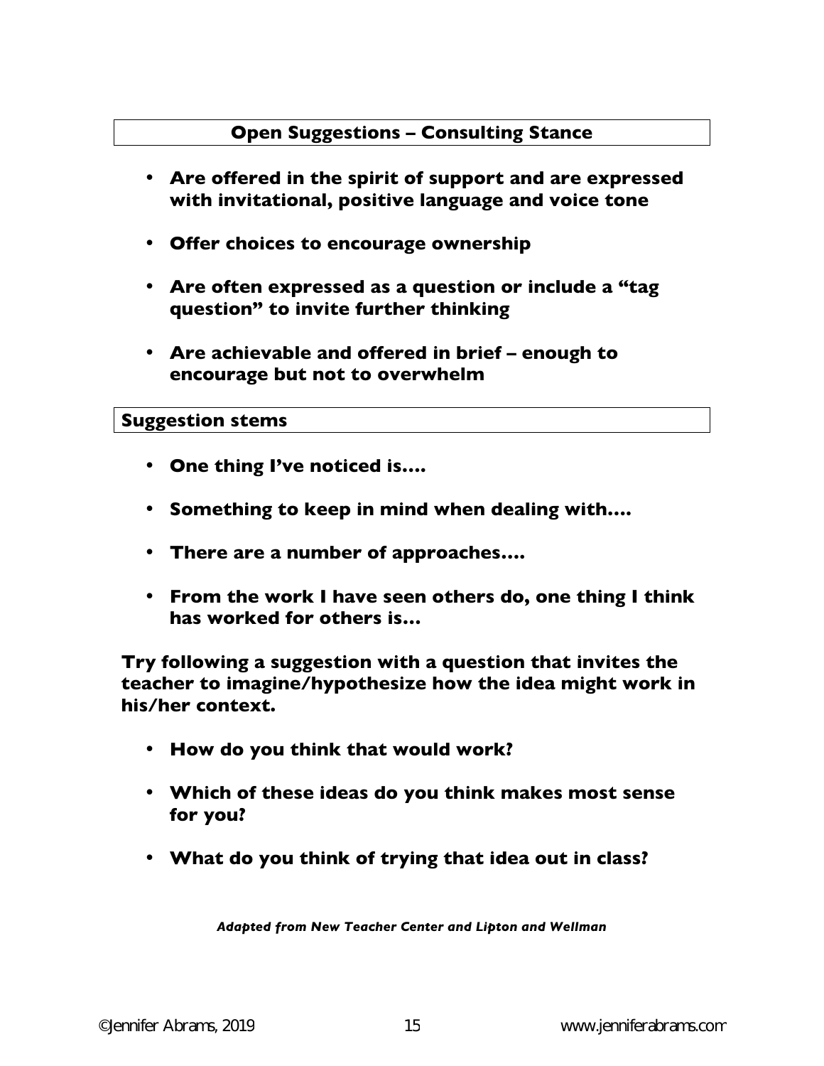## Open Suggestions – Consulting Stance

- **Are offered in the spirit of support and are expressed with invitational, positive language and voice tone**
- **Offer choices to encourage ownership**
- **Are often expressed as a question or include a "tag question" to invite further thinking**
- **Are achievable and offered in brief – enough to encourage but not to overwhelm**

### Suggestion stems

- **One thing I've noticed is….**
- **Something to keep in mind when dealing with….**
- **There are a number of approaches….**
- **From the work I have seen others do, one thing I think has worked for others is…**

**Try following a suggestion with a question that invites the teacher to imagine/hypothesize how the idea might work in his/her context.**

- **How do you think that would work?**
- **Which of these ideas do you think makes most sense for you?**
- **What do you think of trying that idea out in class?**

***Adapted from New Teacher Center and Lipton and Wellman***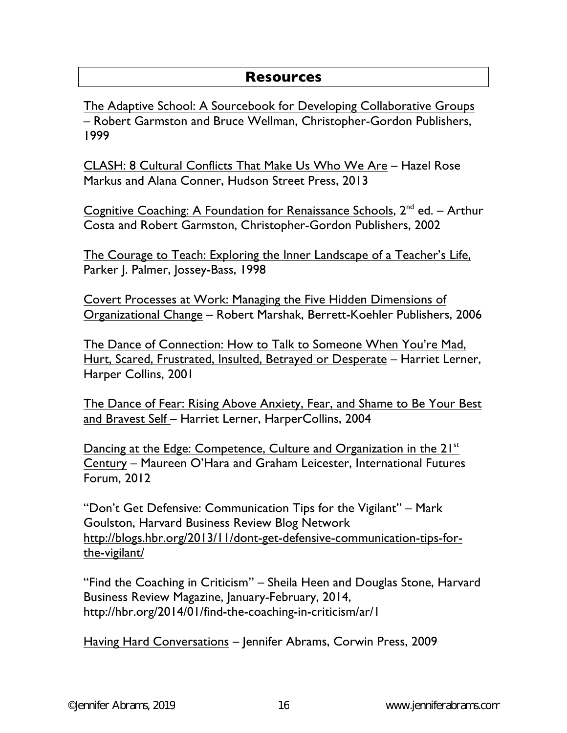## Resources

The Adaptive School: A Sourcebook for Developing Collaborative Groups – Robert Garmston and Bruce Wellman, Christopher-Gordon Publishers, 1999

CLASH: 8 Cultural Conflicts That Make Us Who We Are – Hazel Rose Markus and Alana Conner, Hudson Street Press, 2013

Cognitive Coaching: A Foundation for Renaissance Schools, 2nd ed. – Arthur Costa and Robert Garmston, Christopher-Gordon Publishers, 2002

The Courage to Teach: Exploring the Inner Landscape of a Teacher's Life, Parker J. Palmer, Jossey-Bass, 1998

Covert Processes at Work: Managing the Five Hidden Dimensions of Organizational Change – Robert Marshak, Berrett-Koehler Publishers, 2006

The Dance of Connection: How to Talk to Someone When You're Mad, Hurt, Scared, Frustrated, Insulted, Betrayed or Desperate – Harriet Lerner, Harper Collins, 2001

The Dance of Fear: Rising Above Anxiety, Fear, and Shame to Be Your Best and Bravest Self – Harriet Lerner, HarperCollins, 2004

Dancing at the Edge: Competence, Culture and Organization in the 21st Century – Maureen O'Hara and Graham Leicester, International Futures Forum, 2012

"Don't Get Defensive: Communication Tips for the Vigilant" – Mark Goulston, Harvard Business Review Blog Network http://blogs.hbr.org/2013/11/dont-get-defensive-communication-tips-for-the-vigilant/

"Find the Coaching in Criticism" – Sheila Heen and Douglas Stone, Harvard Business Review Magazine, January-February, 2014, http://hbr.org/2014/01/find-the-coaching-in-criticism/ar/1

Having Hard Conversations – Jennifer Abrams, Corwin Press, 2009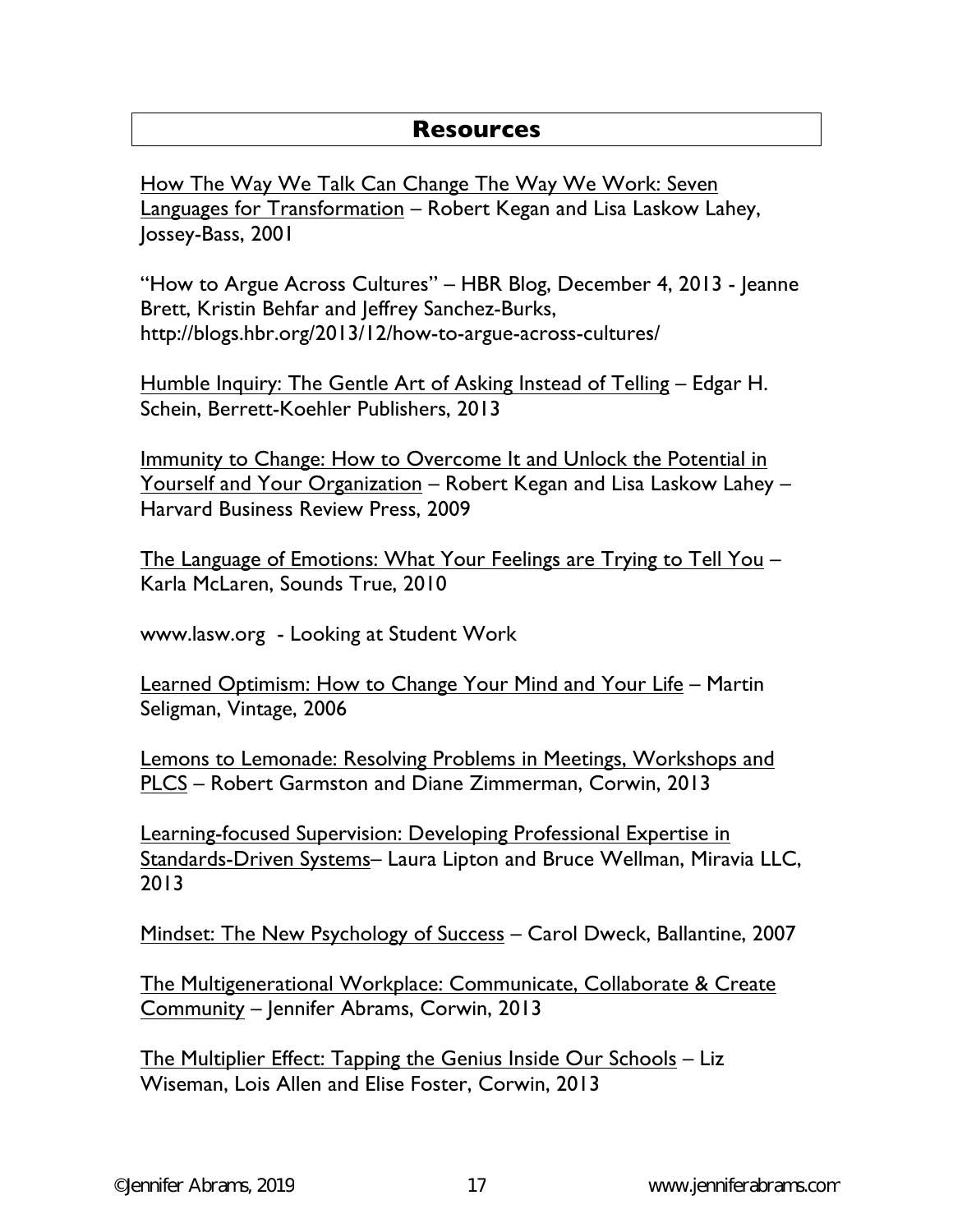## Resources

How The Way We Talk Can Change The Way We Work: Seven Languages for Transformation – Robert Kegan and Lisa Laskow Lahey, Jossey-Bass, 2001

"How to Argue Across Cultures" – HBR Blog, December 4, 2013 - Jeanne Brett, Kristin Behfar and Jeffrey Sanchez-Burks, http://blogs.hbr.org/2013/12/how-to-argue-across-cultures/

Humble Inquiry: The Gentle Art of Asking Instead of Telling – Edgar H. Schein, Berrett-Koehler Publishers, 2013

Immunity to Change: How to Overcome It and Unlock the Potential in Yourself and Your Organization – Robert Kegan and Lisa Laskow Lahey – Harvard Business Review Press, 2009

The Language of Emotions: What Your Feelings are Trying to Tell You – Karla McLaren, Sounds True, 2010

www.lasw.org - Looking at Student Work

Learned Optimism: How to Change Your Mind and Your Life – Martin Seligman, Vintage, 2006

Lemons to Lemonade: Resolving Problems in Meetings, Workshops and PLCS – Robert Garmston and Diane Zimmerman, Corwin, 2013

Learning-focused Supervision: Developing Professional Expertise in Standards-Driven Systems– Laura Lipton and Bruce Wellman, Miravia LLC, 2013

Mindset: The New Psychology of Success – Carol Dweck, Ballantine, 2007

The Multigenerational Workplace: Communicate, Collaborate & Create Community – Jennifer Abrams, Corwin, 2013

The Multiplier Effect: Tapping the Genius Inside Our Schools – Liz Wiseman, Lois Allen and Elise Foster, Corwin, 2013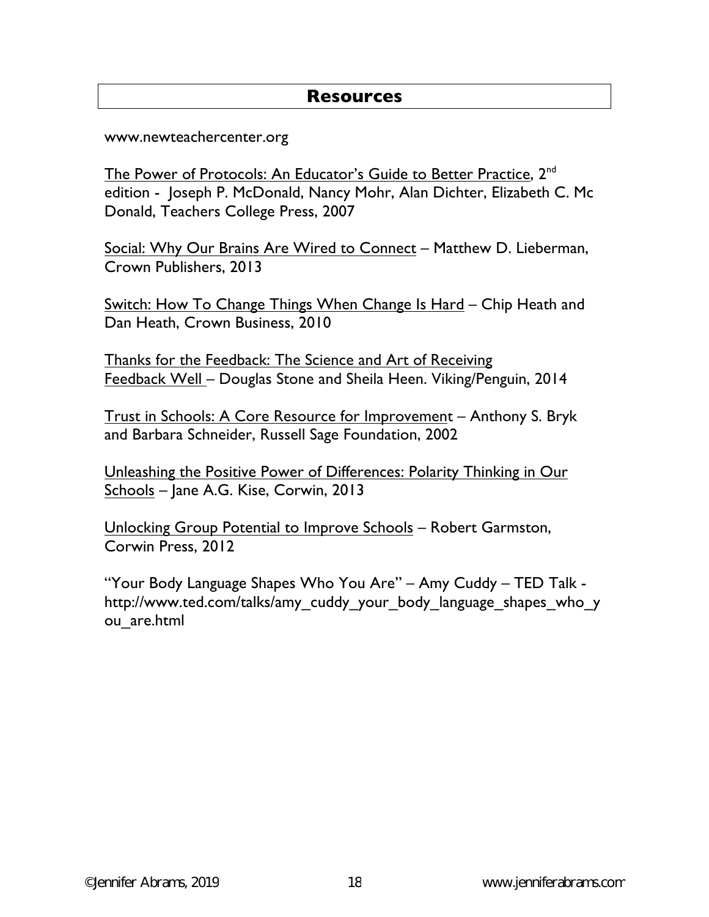## Resources

www.newteachercenter.org

<u>The Power of Protocols: An Educator's Guide to Better Practice</u>, 2nd edition - Joseph P. McDonald, Nancy Mohr, Alan Dichter, Elizabeth C. Mc Donald, Teachers College Press, 2007

<u>Social: Why Our Brains Are Wired to Connect</u> – Matthew D. Lieberman, Crown Publishers, 2013

<u>Switch: How To Change Things When Change Is Hard</u> – Chip Heath and Dan Heath, Crown Business, 2010

<u>Thanks for the Feedback: The Science and Art of Receiving Feedback Well</u> – Douglas Stone and Sheila Heen. Viking/Penguin, 2014

<u>Trust in Schools: A Core Resource for Improvement</u> – Anthony S. Bryk and Barbara Schneider, Russell Sage Foundation, 2002

<u>Unleashing the Positive Power of Differences: Polarity Thinking in Our Schools</u> – Jane A.G. Kise, Corwin, 2013

<u>Unlocking Group Potential to Improve Schools</u> – Robert Garmston, Corwin Press, 2012

"Your Body Language Shapes Who You Are" – Amy Cuddy – TED Talk - http://www.ted.com/talks/amy_cuddy_your_body_language_shapes_who_you_are.html